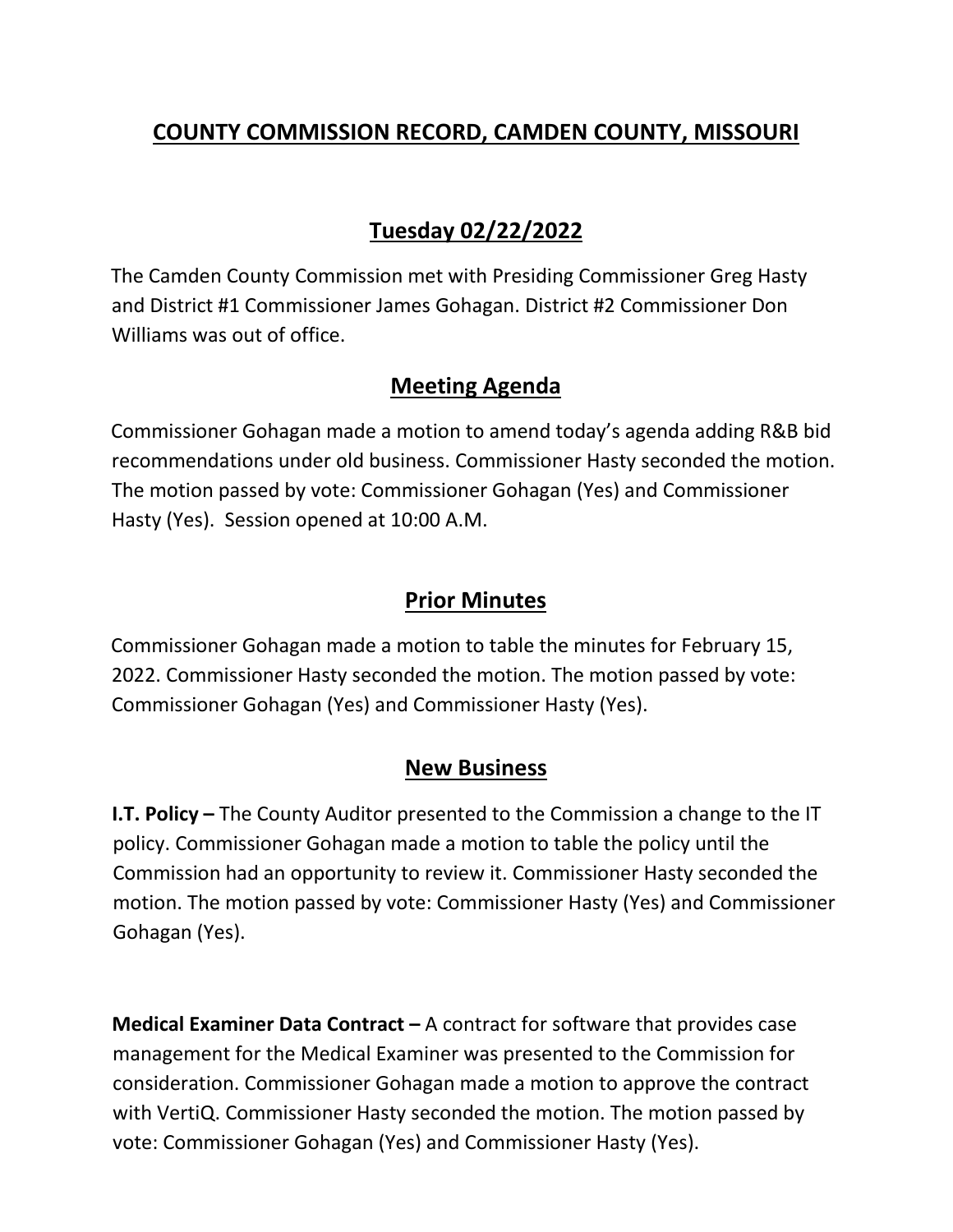# COUNTY COMMISSION RECORD, CAMDEN COUNTY, MISSOURI

## Tuesday 02/22/2022

The Camden County Commission met with Presiding Commissioner Greg Hasty and District #1 Commissioner James Gohagan. District #2 Commissioner Don Williams was out of office.

## Meeting Agenda

Commissioner Gohagan made a motion to amend today's agenda adding R&B bid recommendations under old business. Commissioner Hasty seconded the motion. The motion passed by vote: Commissioner Gohagan (Yes) and Commissioner Hasty (Yes). Session opened at 10:00 A.M.

## Prior Minutes

Commissioner Gohagan made a motion to table the minutes for February 15, 2022. Commissioner Hasty seconded the motion. The motion passed by vote: Commissioner Gohagan (Yes) and Commissioner Hasty (Yes).

## New Business

**I.T. Policy –** The County Auditor presented to the Commission a change to the IT policy. Commissioner Gohagan made a motion to table the policy until the Commission had an opportunity to review it. Commissioner Hasty seconded the motion. The motion passed by vote: Commissioner Hasty (Yes) and Commissioner Gohagan (Yes).

**Medical Examiner Data Contract –** A contract for software that provides case management for the Medical Examiner was presented to the Commission for consideration. Commissioner Gohagan made a motion to approve the contract with VertiQ. Commissioner Hasty seconded the motion. The motion passed by vote: Commissioner Gohagan (Yes) and Commissioner Hasty (Yes).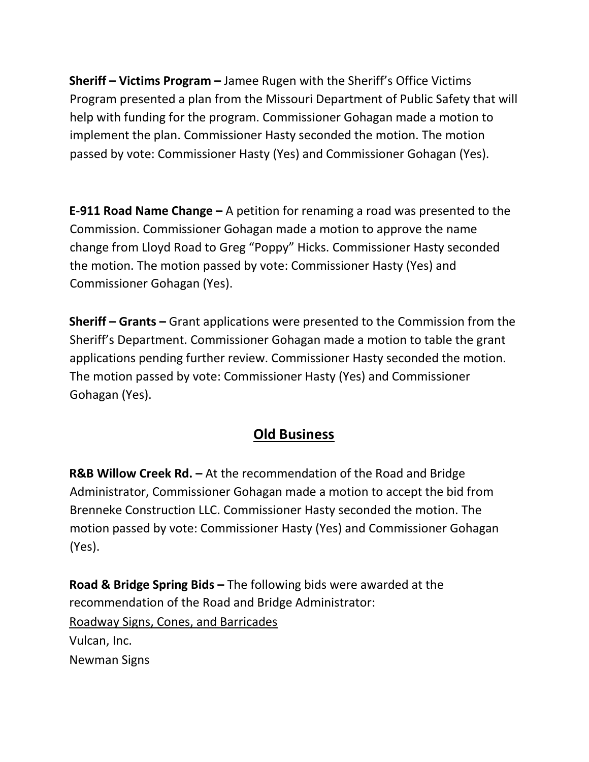**Sheriff – Victims Program –** Jamee Rugen with the Sheriff's Office Victims Program presented a plan from the Missouri Department of Public Safety that will help with funding for the program. Commissioner Gohagan made a motion to implement the plan. Commissioner Hasty seconded the motion. The motion passed by vote: Commissioner Hasty (Yes) and Commissioner Gohagan (Yes).

**E-911 Road Name Change –** A petition for renaming a road was presented to the Commission. Commissioner Gohagan made a motion to approve the name change from Lloyd Road to Greg "Poppy" Hicks. Commissioner Hasty seconded the motion. The motion passed by vote: Commissioner Hasty (Yes) and Commissioner Gohagan (Yes).

**Sheriff – Grants –** Grant applications were presented to the Commission from the Sheriff's Department. Commissioner Gohagan made a motion to table the grant applications pending further review. Commissioner Hasty seconded the motion. The motion passed by vote: Commissioner Hasty (Yes) and Commissioner Gohagan (Yes).

## Old Business

**R&B Willow Creek Rd. –** At the recommendation of the Road and Bridge Administrator, Commissioner Gohagan made a motion to accept the bid from Brenneke Construction LLC. Commissioner Hasty seconded the motion. The motion passed by vote: Commissioner Hasty (Yes) and Commissioner Gohagan (Yes).

**Road & Bridge Spring Bids –** The following bids were awarded at the recommendation of the Road and Bridge Administrator:

Roadway Signs, Cones, and Barricades

Vulcan, Inc.

Newman Signs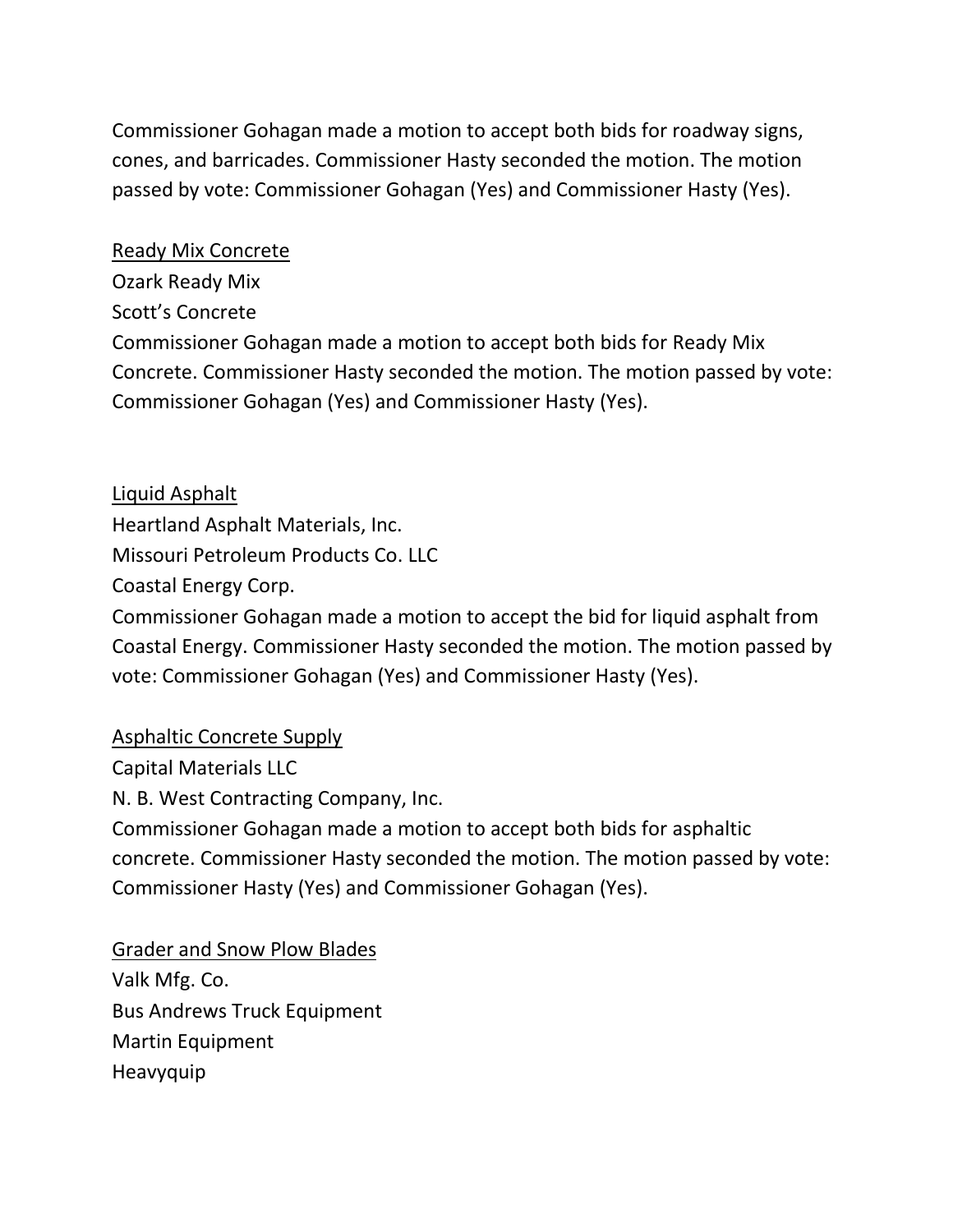Commissioner Gohagan made a motion to accept both bids for roadway signs, cones, and barricades. Commissioner Hasty seconded the motion. The motion passed by vote: Commissioner Gohagan (Yes) and Commissioner Hasty (Yes).

<u>Ready Mix Concrete</u>  
Ozark Ready Mix  
Scott's Concrete  
Commissioner Gohagan made a motion to accept both bids for Ready Mix Concrete. Commissioner Hasty seconded the motion. The motion passed by vote: Commissioner Gohagan (Yes) and Commissioner Hasty (Yes).

<u>Liquid Asphalt</u>  
Heartland Asphalt Materials, Inc.  
Missouri Petroleum Products Co. LLC  
Coastal Energy Corp.  
Commissioner Gohagan made a motion to accept the bid for liquid asphalt from Coastal Energy. Commissioner Hasty seconded the motion. The motion passed by vote: Commissioner Gohagan (Yes) and Commissioner Hasty (Yes).

<u>Asphaltic Concrete Supply</u>  
Capital Materials LLC  
N. B. West Contracting Company, Inc.  
Commissioner Gohagan made a motion to accept both bids for asphaltic concrete. Commissioner Hasty seconded the motion. The motion passed by vote: Commissioner Hasty (Yes) and Commissioner Gohagan (Yes).

<u>Grader and Snow Plow Blades</u>  
Valk Mfg. Co.  
Bus Andrews Truck Equipment  
Martin Equipment  
Heavyquip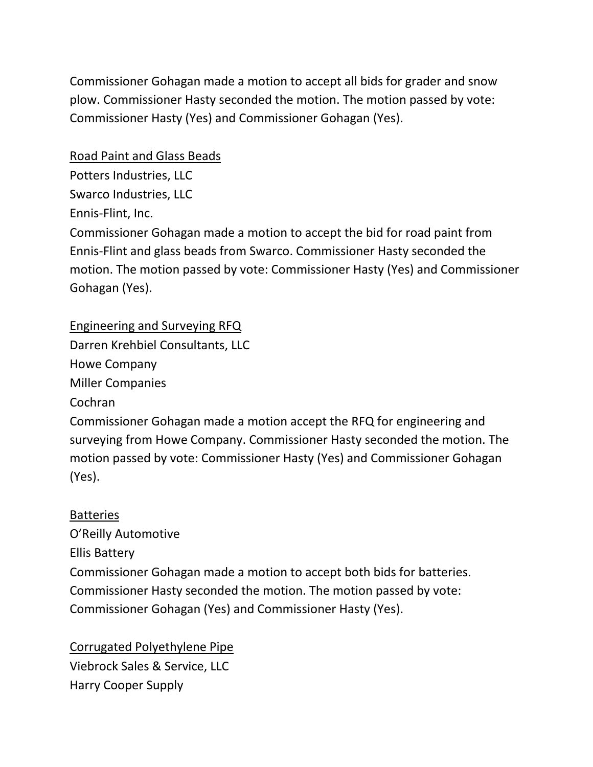Commissioner Gohagan made a motion to accept all bids for grader and snow plow. Commissioner Hasty seconded the motion. The motion passed by vote: Commissioner Hasty (Yes) and Commissioner Gohagan (Yes).

<u>Road Paint and Glass Beads</u>
Potters Industries, LLC
Swarco Industries, LLC
Ennis-Flint, Inc.
Commissioner Gohagan made a motion to accept the bid for road paint from Ennis-Flint and glass beads from Swarco. Commissioner Hasty seconded the motion. The motion passed by vote: Commissioner Hasty (Yes) and Commissioner Gohagan (Yes).

<u>Engineering and Surveying RFQ</u>
Darren Krehbiel Consultants, LLC
Howe Company
Miller Companies
Cochran
Commissioner Gohagan made a motion accept the RFQ for engineering and surveying from Howe Company. Commissioner Hasty seconded the motion. The motion passed by vote: Commissioner Hasty (Yes) and Commissioner Gohagan (Yes).

<u>Batteries</u>
O'Reilly Automotive
Ellis Battery
Commissioner Gohagan made a motion to accept both bids for batteries. Commissioner Hasty seconded the motion. The motion passed by vote: Commissioner Gohagan (Yes) and Commissioner Hasty (Yes).

<u>Corrugated Polyethylene Pipe</u>
Viebrock Sales & Service, LLC
Harry Cooper Supply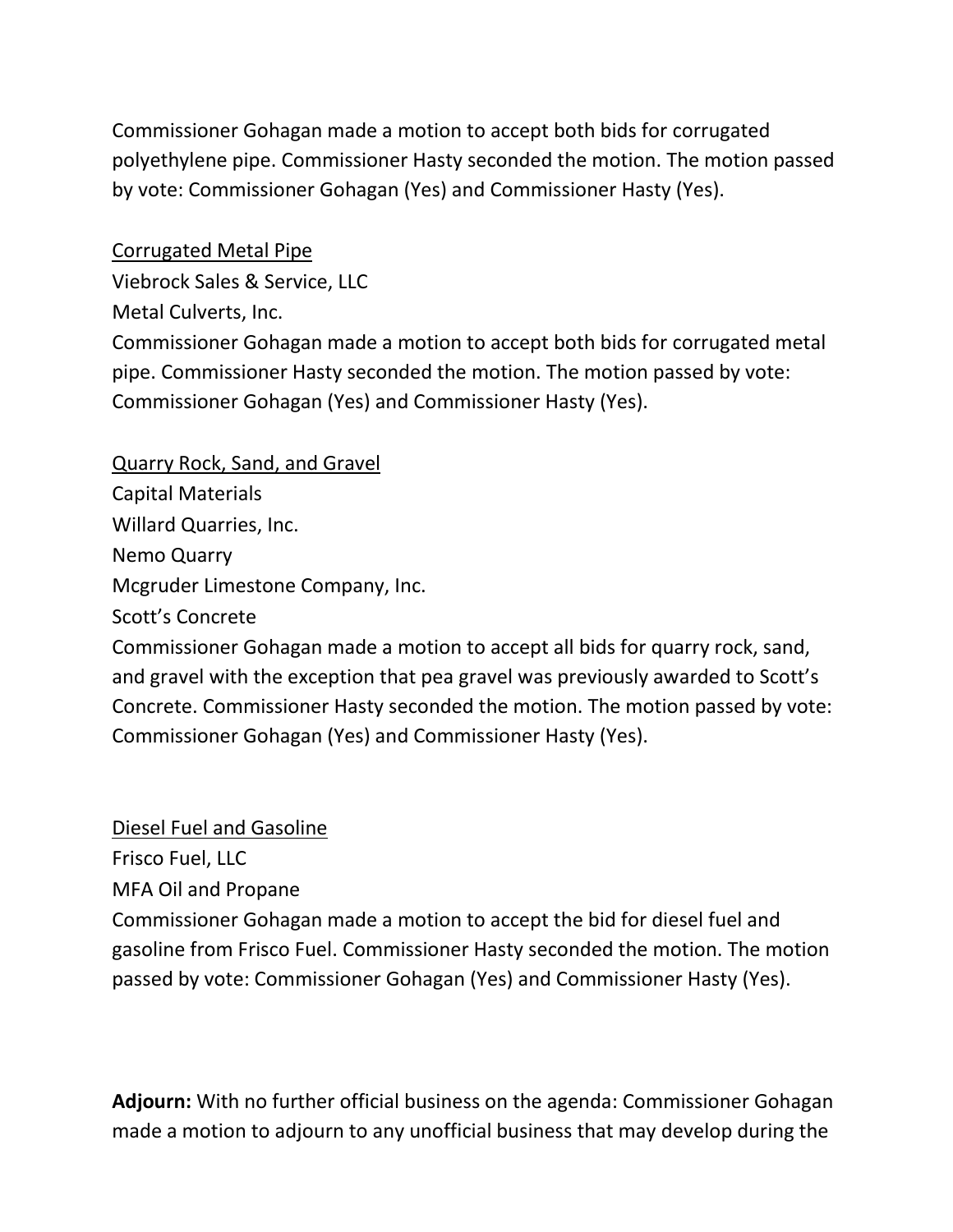Commissioner Gohagan made a motion to accept both bids for corrugated polyethylene pipe. Commissioner Hasty seconded the motion. The motion passed by vote: Commissioner Gohagan (Yes) and Commissioner Hasty (Yes).

<u>Corrugated Metal Pipe</u>

Viebrock Sales & Service, LLC

Metal Culverts, Inc.

Commissioner Gohagan made a motion to accept both bids for corrugated metal pipe. Commissioner Hasty seconded the motion. The motion passed by vote: Commissioner Gohagan (Yes) and Commissioner Hasty (Yes).

<u>Quarry Rock, Sand, and Gravel</u>

Capital Materials

Willard Quarries, Inc.

Nemo Quarry

Mcgruder Limestone Company, Inc.

Scott's Concrete

Commissioner Gohagan made a motion to accept all bids for quarry rock, sand, and gravel with the exception that pea gravel was previously awarded to Scott's Concrete. Commissioner Hasty seconded the motion. The motion passed by vote: Commissioner Gohagan (Yes) and Commissioner Hasty (Yes).

<u>Diesel Fuel and Gasoline</u>

Frisco Fuel, LLC

MFA Oil and Propane

Commissioner Gohagan made a motion to accept the bid for diesel fuel and gasoline from Frisco Fuel. Commissioner Hasty seconded the motion. The motion passed by vote: Commissioner Gohagan (Yes) and Commissioner Hasty (Yes).

**Adjourn:** With no further official business on the agenda: Commissioner Gohagan made a motion to adjourn to any unofficial business that may develop during the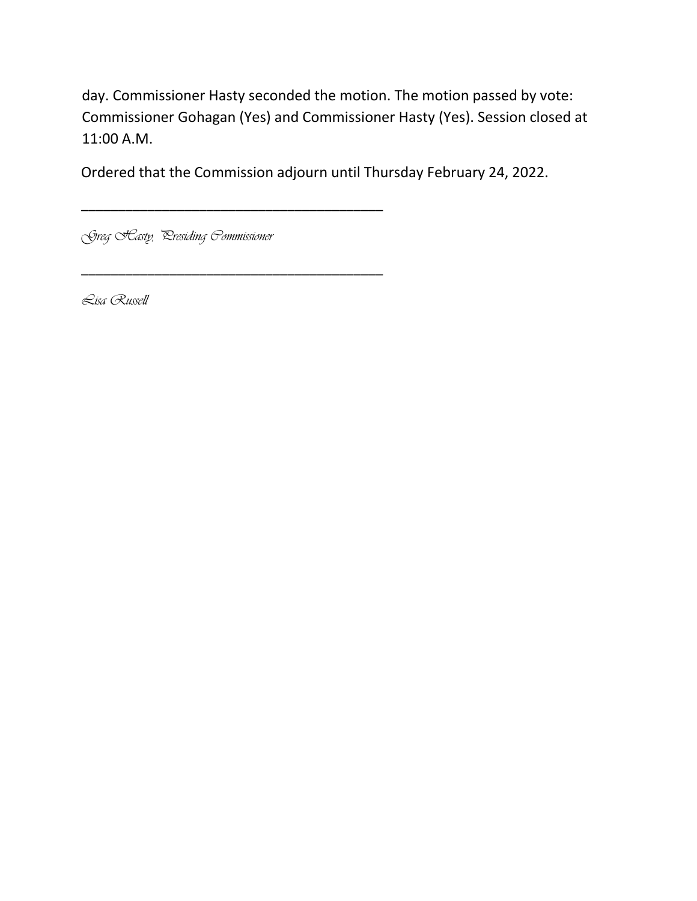day. Commissioner Hasty seconded the motion. The motion passed by vote: Commissioner Gohagan (Yes) and Commissioner Hasty (Yes). Session closed at 11:00 A.M.

Ordered that the Commission adjourn until Thursday February 24, 2022.

\_\_\_\_\_\_\_\_\_\_\_\_\_\_\_\_\_\_\_\_\_\_\_\_\_\_\_\_\_\_\_\_\_\_\_\_\_\_\_\_

*Greg Hasty, Presiding Commissioner*

\_\_\_\_\_\_\_\_\_\_\_\_\_\_\_\_\_\_\_\_\_\_\_\_\_\_\_\_\_\_\_\_\_\_\_\_\_\_\_\_

*Lisa Russell*